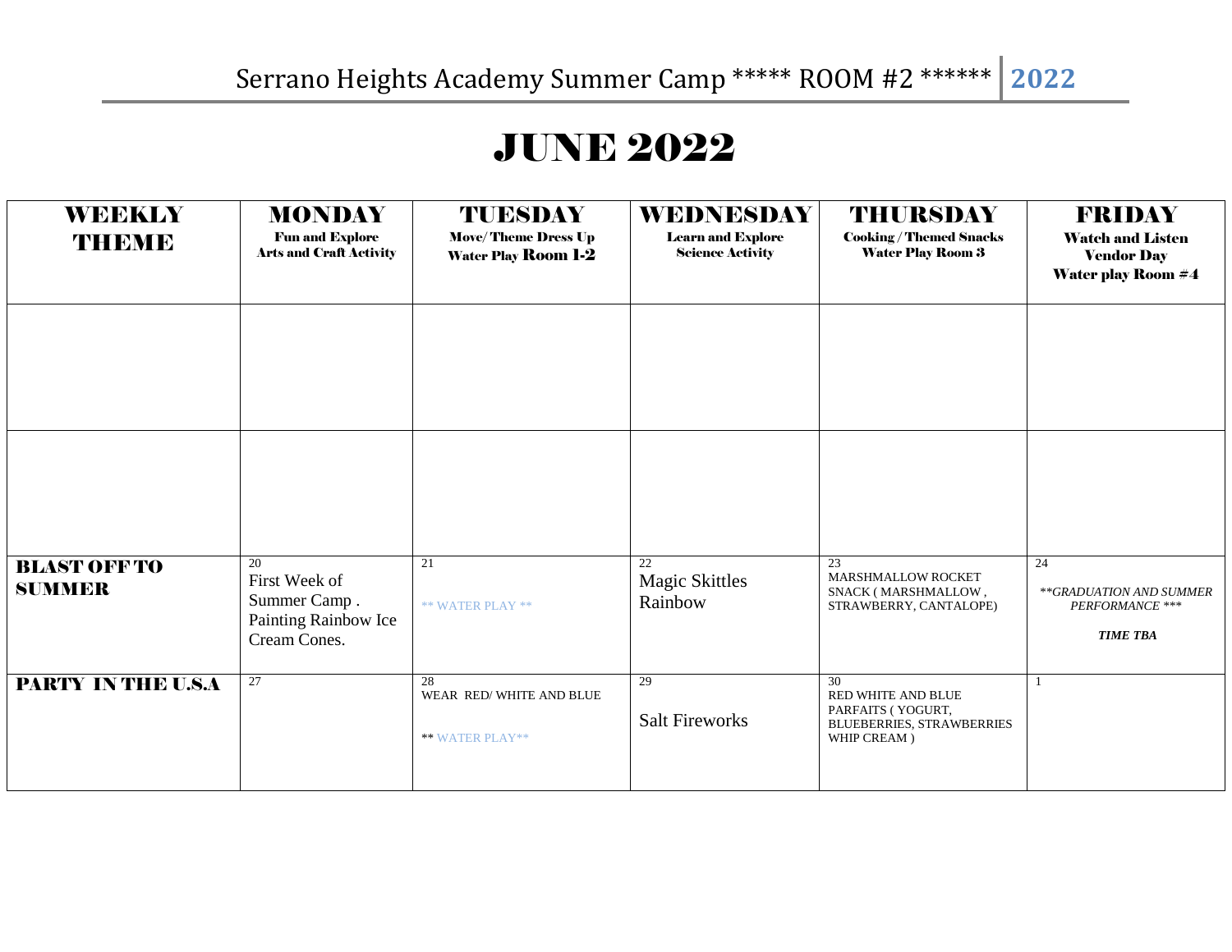Serrano Heights Academy Summer Camp ***** ROOM #2 ****** **2022**

# JUNE 2022

| WEEKLY THEME | MONDAY<br>Fun and Explore<br>Arts and Craft Activity | TUESDAY<br>Move/ Theme Dress Up<br>Water Play Room 1-2 | WEDNESDAY<br>Learn and Explore<br>Science Activity | THURSDAY<br>Cooking / Themed Snacks<br>Water Play Room 3 | FRIDAY<br>Watch and Listen<br>Vendor Day<br>Water play Room #4 |
|---|---|---|---|---|---|
| | | | | | |
| | | | | | |
| **BLAST OFF TO SUMMER** | 20<br>First Week of Summer Camp . Painting Rainbow Ice Cream Cones. | 21<br>** WATER PLAY ** | 22<br>Magic Skittles Rainbow | 23<br>MARSHMALLOW ROCKET SNACK ( MARSHMALLOW , STRAWBERRY, CANTALOPE) | 24<br>*\*\*GRADUATION AND SUMMER PERFORMANCE \*\*\**<br>***TIME TBA*** |
| **PARTY IN THE U.S.A** | 27 | 28<br>WEAR RED/ WHITE AND BLUE<br>** WATER PLAY** | 29<br>Salt Fireworks | 30<br>RED WHITE AND BLUE PARFAITS ( YOGURT, BLUEBERRIES, STRAWBERRIES WHIP CREAM ) | 1 |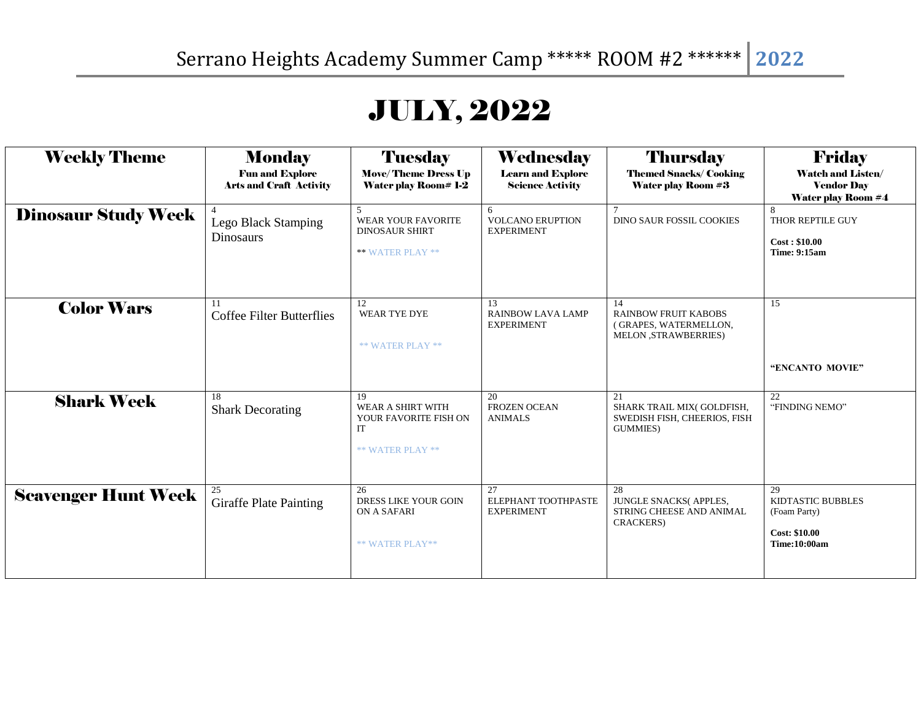Serrano Heights Academy Summer Camp ***** ROOM #2 ****** **2022**

# JULY, 2022

| Weekly Theme | Monday<br>Fun and Explore<br>Arts and Craft Activity | Tuesday<br>Move/ Theme Dress Up<br>Water play Room# 1-2 | Wednesday<br>Learn and Explore<br>Science Activity | Thursday<br>Themed Snacks/ Cooking<br>Water play Room #3 | Friday<br>Watch and Listen/<br>Vendor Day<br>Water play Room #4 |
|---|---|---|---|---|---|
| **Dinosaur Study Week** | 4<br>Lego Black Stamping Dinosaurs | 5<br>WEAR YOUR FAVORITE DINOSAUR SHIRT<br>** WATER PLAY ** | 6<br>VOLCANO ERUPTION EXPERIMENT | 7<br>DINO SAUR FOSSIL COOKIES | 8<br>THOR REPTILE GUY<br>**Cost : $10.00**<br>**Time: 9:15am** |
| **Color Wars** | 11<br>Coffee Filter Butterflies | 12<br>WEAR TYE DYE<br>** WATER PLAY ** | 13<br>RAINBOW LAVA LAMP EXPERIMENT | 14<br>RAINBOW FRUIT KABOBS ( GRAPES, WATERMELLON, MELON ,STRAWBERRIES) | 15<br>**"ENCANTO MOVIE"** |
| **Shark Week** | 18<br>Shark Decorating | 19<br>WEAR A SHIRT WITH YOUR FAVORITE FISH ON IT<br>** WATER PLAY ** | 20<br>FROZEN OCEAN ANIMALS | 21<br>SHARK TRAIL MIX( GOLDFISH, SWEDISH FISH, CHEERIOS, FISH GUMMIES) | 22<br>"FINDING NEMO" |
| **Scavenger Hunt Week** | 25<br>Giraffe Plate Painting | 26<br>DRESS LIKE YOUR GOIN ON A SAFARI<br>** WATER PLAY** | 27<br>ELEPHANT TOOTHPASTE EXPERIMENT | 28<br>JUNGLE SNACKS( APPLES, STRING CHEESE AND ANIMAL CRACKERS) | 29<br>KIDTASTIC BUBBLES<br>(Foam Party)<br>**Cost: $10.00**<br>**Time:10:00am** |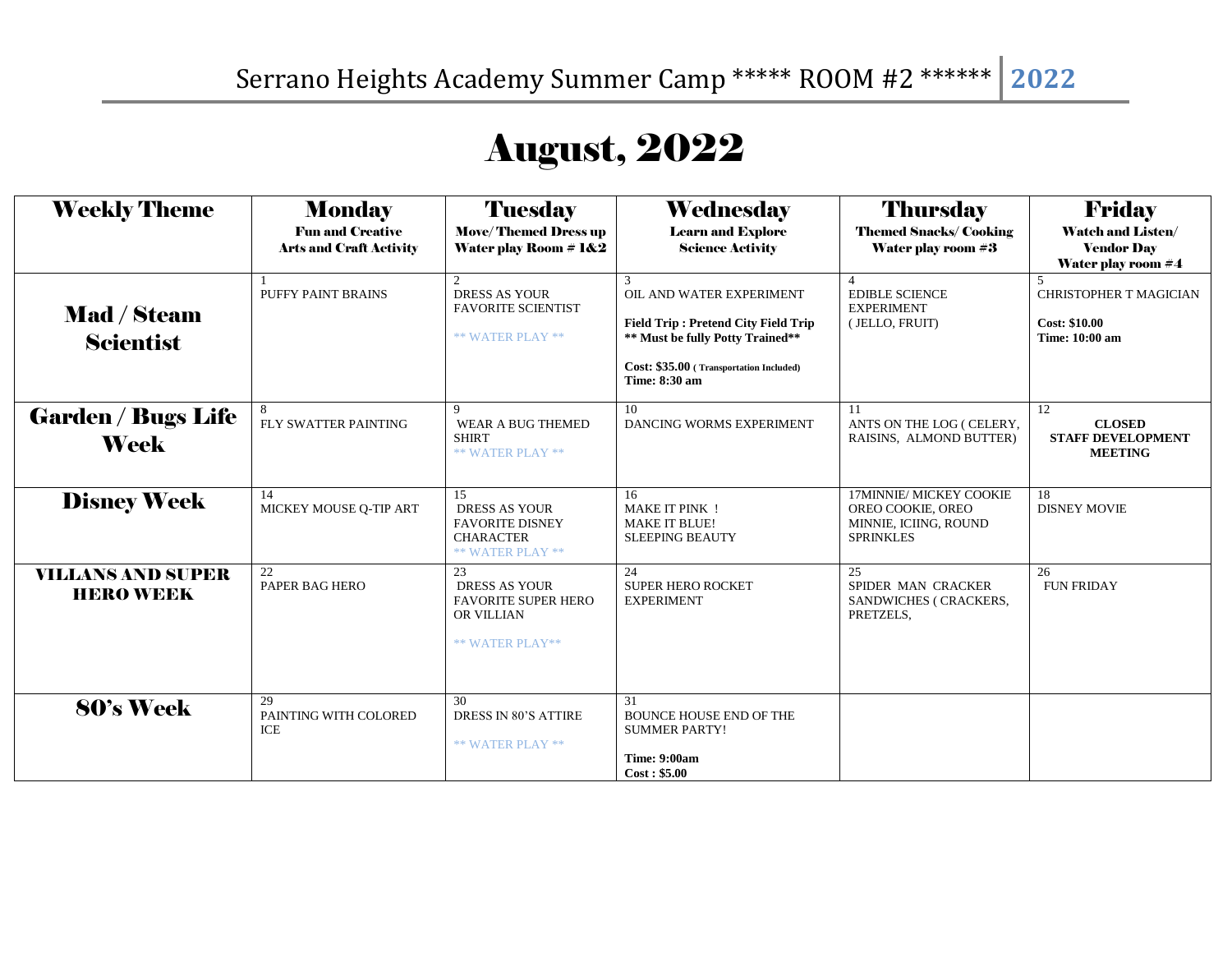Serrano Heights Academy Summer Camp ***** ROOM #2 ****** **2022**

# August, 2022

| Weekly Theme | Monday<br>Fun and Creative<br>Arts and Craft Activity | Tuesday<br>Move/Themed Dress up<br>Water play Room # 1&2 | Wednesday<br>Learn and Explore<br>Science Activity | Thursday<br>Themed Snacks/ Cooking<br>Water play room #3 | Friday<br>Watch and Listen/<br>Vendor Day<br>Water play room #4 |
|---|---|---|---|---|---|
| **Mad / Steam Scientist** | 1<br>PUFFY PAINT BRAINS | 2<br>DRESS AS YOUR FAVORITE SCIENTIST<br>** WATER PLAY ** | 3<br>OIL AND WATER EXPERIMENT<br>**Field Trip : Pretend City Field Trip**<br>**** Must be fully Potty Trained******<br>**Cost: $35.00** ( **Transportation Included**)<br>**Time: 8:30 am** | 4<br>EDIBLE SCIENCE EXPERIMENT<br>( JELLO, FRUIT) | 5<br>CHRISTOPHER T MAGICIAN<br>**Cost: $10.00**<br>**Time: 10:00 am** |
| **Garden / Bugs Life Week** | 8<br>FLY SWATTER PAINTING | 9<br>WEAR A BUG THEMED SHIRT<br>** WATER PLAY ** | 10<br>DANCING WORMS EXPERIMENT | 11<br>ANTS ON THE LOG ( CELERY, RAISINS, ALMOND BUTTER) | 12<br>**CLOSED**<br>**STAFF DEVELOPMENT MEETING** |
| **Disney Week** | 14<br>MICKEY MOUSE Q-TIP ART | 15<br>DRESS AS YOUR FAVORITE DISNEY CHARACTER<br>** WATER PLAY ** | 16<br>MAKE IT PINK !<br>MAKE IT BLUE!<br>SLEEPING BEAUTY | 17MINNIE/ MICKEY COOKIE OREO COOKIE, OREO MINNIE, ICIING, ROUND SPRINKLES | 18<br>DISNEY MOVIE |
| **VILLANS AND SUPER HERO WEEK** | 22<br>PAPER BAG HERO | 23<br>DRESS AS YOUR FAVORITE SUPER HERO OR VILLIAN<br>** WATER PLAY** | 24<br>SUPER HERO ROCKET EXPERIMENT | 25<br>SPIDER MAN CRACKER SANDWICHES ( CRACKERS, PRETZELS, | 26<br>FUN FRIDAY |
| **80's Week** | 29<br>PAINTING WITH COLORED ICE | 30<br>DRESS IN 80'S ATTIRE<br>** WATER PLAY ** | 31<br>BOUNCE HOUSE END OF THE SUMMER PARTY!<br>**Time: 9:00am**<br>**Cost : $5.00** | | |